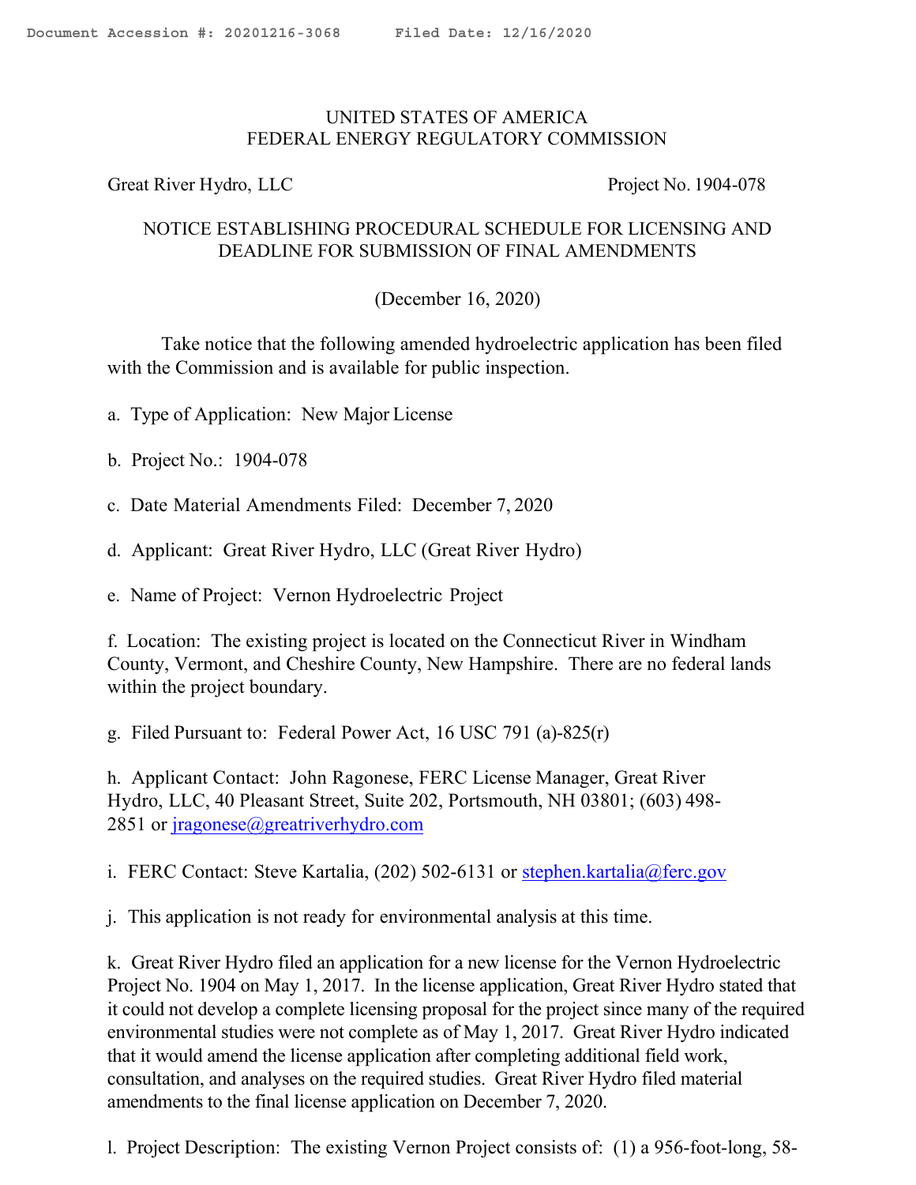Document Accession #: 20201216-3068 Filed Date: 12/16/2020

UNITED STATES OF AMERICA
FEDERAL ENERGY REGULATORY COMMISSION

Great River Hydro, LLC Project No. 1904-078

NOTICE ESTABLISHING PROCEDURAL SCHEDULE FOR LICENSING AND DEADLINE FOR SUBMISSION OF FINAL AMENDMENTS

(December 16, 2020)

Take notice that the following amended hydroelectric application has been filed with the Commission and is available for public inspection.

a. Type of Application: New Major License

b. Project No.: 1904-078

c. Date Material Amendments Filed: December 7, 2020

d. Applicant: Great River Hydro, LLC (Great River Hydro)

e. Name of Project: Vernon Hydroelectric Project

f. Location: The existing project is located on the Connecticut River in Windham County, Vermont, and Cheshire County, New Hampshire. There are no federal lands within the project boundary.

g. Filed Pursuant to: Federal Power Act, 16 USC 791 (a)-825(r)

h. Applicant Contact: John Ragonese, FERC License Manager, Great River Hydro, LLC, 40 Pleasant Street, Suite 202, Portsmouth, NH 03801; (603) 498-2851 or jragonese@greatriverhydro.com

i. FERC Contact: Steve Kartalia, (202) 502-6131 or stephen.kartalia@ferc.gov

j. This application is not ready for environmental analysis at this time.

k. Great River Hydro filed an application for a new license for the Vernon Hydroelectric Project No. 1904 on May 1, 2017. In the license application, Great River Hydro stated that it could not develop a complete licensing proposal for the project since many of the required environmental studies were not complete as of May 1, 2017. Great River Hydro indicated that it would amend the license application after completing additional field work, consultation, and analyses on the required studies. Great River Hydro filed material amendments to the final license application on December 7, 2020.

l. Project Description: The existing Vernon Project consists of: (1) a 956-foot-long, 58-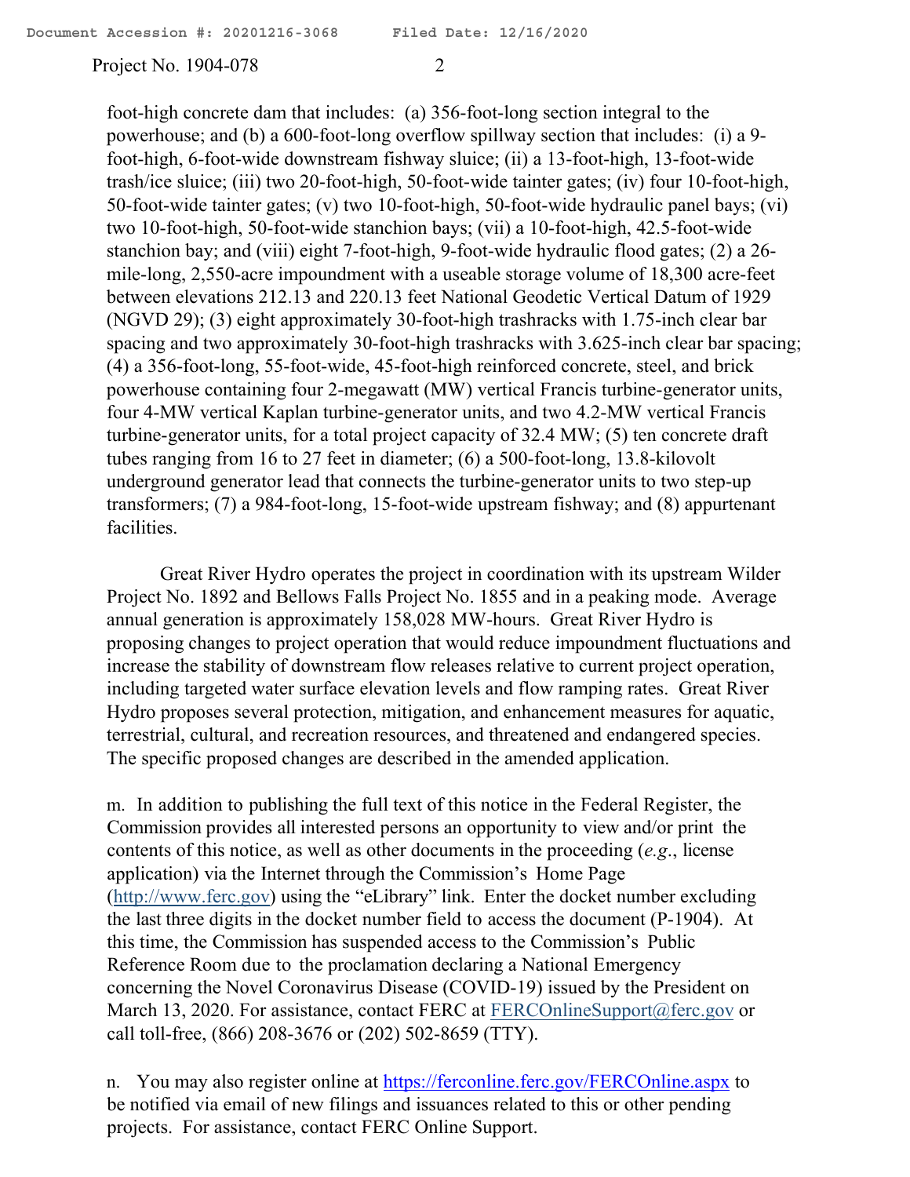foot-high concrete dam that includes: (a) 356-foot-long section integral to the powerhouse; and (b) a 600-foot-long overflow spillway section that includes: (i) a 9-foot-high, 6-foot-wide downstream fishway sluice; (ii) a 13-foot-high, 13-foot-wide trash/ice sluice; (iii) two 20-foot-high, 50-foot-wide tainter gates; (iv) four 10-foot-high, 50-foot-wide tainter gates; (v) two 10-foot-high, 50-foot-wide hydraulic panel bays; (vi) two 10-foot-high, 50-foot-wide stanchion bays; (vii) a 10-foot-high, 42.5-foot-wide stanchion bay; and (viii) eight 7-foot-high, 9-foot-wide hydraulic flood gates; (2) a 26-mile-long, 2,550-acre impoundment with a useable storage volume of 18,300 acre-feet between elevations 212.13 and 220.13 feet National Geodetic Vertical Datum of 1929 (NGVD 29); (3) eight approximately 30-foot-high trashracks with 1.75-inch clear bar spacing and two approximately 30-foot-high trashracks with 3.625-inch clear bar spacing; (4) a 356-foot-long, 55-foot-wide, 45-foot-high reinforced concrete, steel, and brick powerhouse containing four 2-megawatt (MW) vertical Francis turbine-generator units, four 4-MW vertical Kaplan turbine-generator units, and two 4.2-MW vertical Francis turbine-generator units, for a total project capacity of 32.4 MW; (5) ten concrete draft tubes ranging from 16 to 27 feet in diameter; (6) a 500-foot-long, 13.8-kilovolt underground generator lead that connects the turbine-generator units to two step-up transformers; (7) a 984-foot-long, 15-foot-wide upstream fishway; and (8) appurtenant facilities.

Great River Hydro operates the project in coordination with its upstream Wilder Project No. 1892 and Bellows Falls Project No. 1855 and in a peaking mode. Average annual generation is approximately 158,028 MW-hours. Great River Hydro is proposing changes to project operation that would reduce impoundment fluctuations and increase the stability of downstream flow releases relative to current project operation, including targeted water surface elevation levels and flow ramping rates. Great River Hydro proposes several protection, mitigation, and enhancement measures for aquatic, terrestrial, cultural, and recreation resources, and threatened and endangered species. The specific proposed changes are described in the amended application.

m. In addition to publishing the full text of this notice in the Federal Register, the Commission provides all interested persons an opportunity to view and/or print the contents of this notice, as well as other documents in the proceeding (*e.g.*, license application) via the Internet through the Commission's Home Page (http://www.ferc.gov) using the "eLibrary" link. Enter the docket number excluding the last three digits in the docket number field to access the document (P-1904). At this time, the Commission has suspended access to the Commission's Public Reference Room due to the proclamation declaring a National Emergency concerning the Novel Coronavirus Disease (COVID-19) issued by the President on March 13, 2020. For assistance, contact FERC at FERCOnlineSupport@ferc.gov or call toll-free, (866) 208-3676 or (202) 502-8659 (TTY).

n. You may also register online at https://ferconline.ferc.gov/FERCOnline.aspx to be notified via email of new filings and issuances related to this or other pending projects. For assistance, contact FERC Online Support.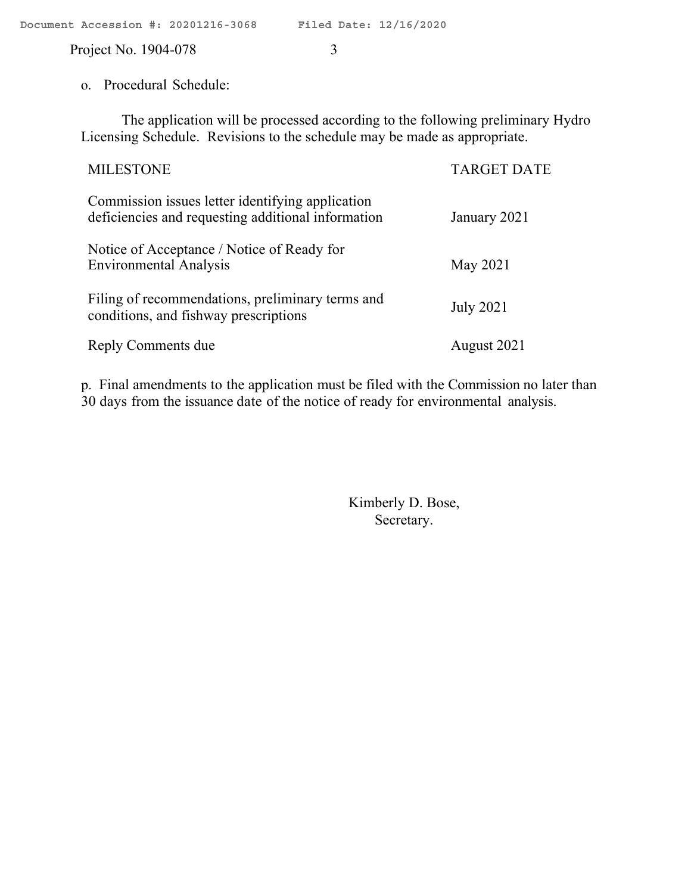o. Procedural Schedule:

The application will be processed according to the following preliminary Hydro Licensing Schedule. Revisions to the schedule may be made as appropriate.

| MILESTONE | TARGET DATE |
| --- | --- |
| Commission issues letter identifying application deficiencies and requesting additional information | January 2021 |
| Notice of Acceptance / Notice of Ready for Environmental Analysis | May 2021 |
| Filing of recommendations, preliminary terms and conditions, and fishway prescriptions | July 2021 |
| Reply Comments due | August 2021 |

p. Final amendments to the application must be filed with the Commission no later than 30 days from the issuance date of the notice of ready for environmental analysis.

Kimberly D. Bose,
Secretary.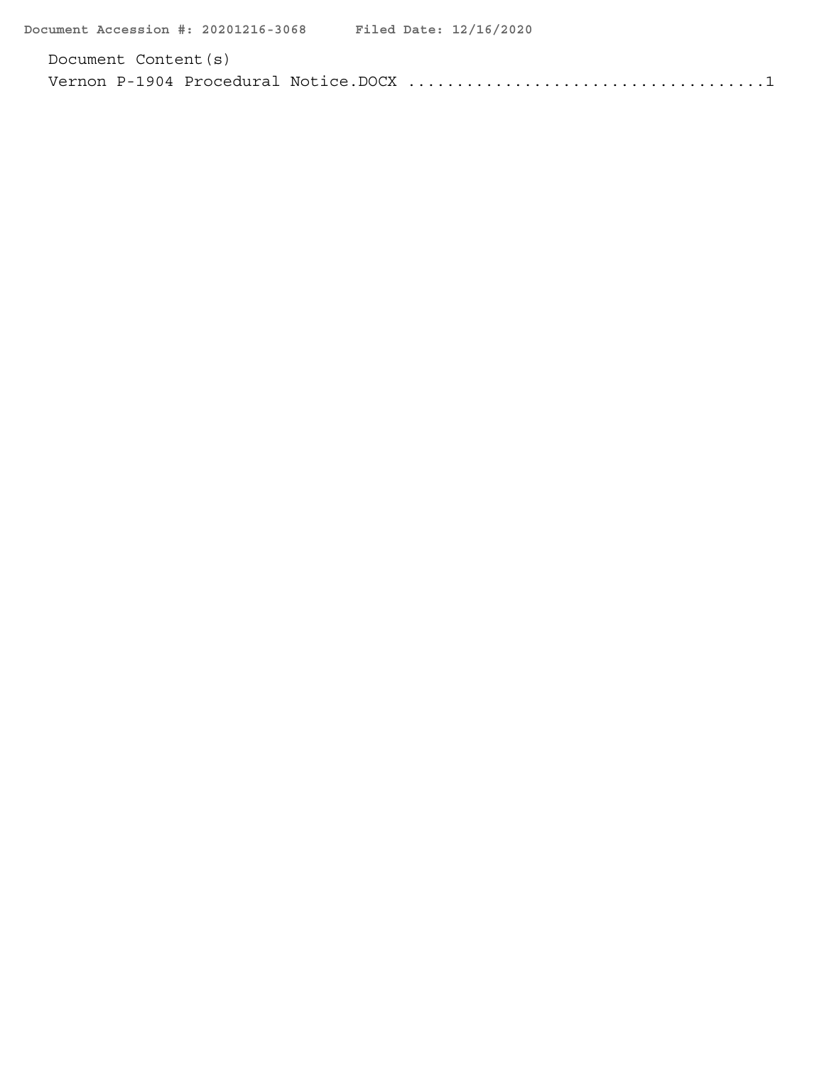Document Accession #: 20201216-3068      Filed Date: 12/16/2020

Document Content(s)

Vernon P-1904 Procedural Notice.DOCX ....................................1